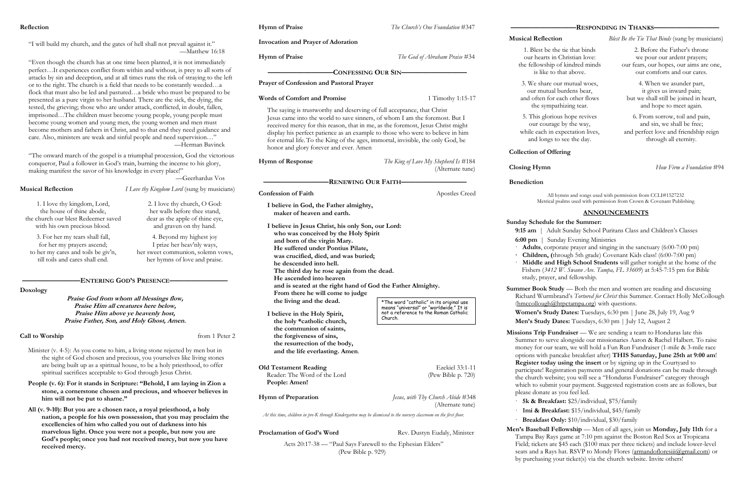## Reflection

"I will build my church, and the gates of hell shall not prevail against it."
—Matthew 16:18

"Even though the church has at one time been planted, it is not immediately perfect…It experiences conflict from within and without, is prey to all sorts of attacks by sin and deception, and at all times runs the risk of straying to the left or to the right. The church is a field that needs to be constantly weeded…a flock that must also be led and pastured…a bride who must be prepared to be presented as a pure virgin to her husband. There are the sick, the dying, the tested, the grieving; those who are under attack, conflicted, in doubt, fallen, imprisoned…The children must become young people, young people must become young women and young men, the young women and men must become mothers and fathers in Christ, and to that end they need guidance and care. Also, ministers are weak and sinful people and need supervision…"
—Herman Bavinck

"The onward march of the gospel is a triumphal procession, God the victorious conqueror, Paul a follower in God's train, burning the incense to his glory, making manifest the savor of his knowledge in every place!"
—Geerhardus Vos

**Musical Reflection** *I Love thy Kingdom Lord* (sung by musicians)

1. I love thy kingdom, Lord,
the house of thine abode,
the church our blest Redeemer saved
with his own precious blood.

2. I love thy church, O God:
her walls before thee stand,
dear as the apple of thine eye,
and graven on thy hand.

3. For her my tears shall fall,
for her my prayers ascend;
to her my cares and toils be giv'n,
till toils and cares shall end.

4. Beyond my highest joy
I prize her heav'nly ways,
her sweet communion, solemn vows,
her hymns of love and praise.

## ENTERING GOD'S PRESENCE

**Doxology**

***Praise God from whom all blessings flow,***
***Praise Him all creatures here below,***
***Praise Him above ye heavenly host,***
***Praise Father, Son, and Holy Ghost, Amen.***

**Call to Worship** from 1 Peter 2

Minister (v. 4-5): As you come to him, a living stone rejected by men but in the sight of God chosen and precious, you yourselves like living stones are being built up as a spiritual house, to be a holy priesthood, to offer spiritual sacrifices acceptable to God through Jesus Christ.

**People (v. 6): For it stands in Scripture: "Behold, I am laying in Zion a stone, a cornerstone chosen and precious, and whoever believes in him will not be put to shame."**

**All (v. 9-10): But you are a chosen race, a royal priesthood, a holy nation, a people for his own possession, that you may proclaim the excellencies of him who called you out of darkness into his marvelous light. Once you were not a people, but now you are God's people; once you had not received mercy, but now you have received mercy.**

**Hymn of Praise** *The Church's One Foundation* #347

**Invocation and Prayer of Adoration**

**Hymn of Praise** *The God of Abraham Praise* #34

## CONFESSING OUR SIN

**Prayer of Confession and Pastoral Prayer**

**Words of Comfort and Promise** 1 Timothy 1:15-17

The saying is trustworthy and deserving of full acceptance, that Christ Jesus came into the world to save sinners, of whom I am the foremost. But I received mercy for this reason, that in me, as the foremost, Jesus Christ might display his perfect patience as an example to those who were to believe in him for eternal life. To the King of the ages, immortal, invisible, the only God, be honor and glory forever and ever. Amen

**Hymn of Response** *The King of Love My Shepherd Is* #184 (Alternate tune)

## RENEWING OUR FAITH

**Confession of Faith** Apostles Creed

**I believe in God, the Father almighty,**
**maker of heaven and earth.**

**I believe in Jesus Christ, his only Son, our Lord:**
**who was conceived by the Holy Spirit**
**and born of the virgin Mary.**
**He suffered under Pontius Pilate,**
**was crucified, died, and was buried;**
**he descended into hell.**
**The third day he rose again from the dead.**
**He ascended into heaven**
**and is seated at the right hand of God the Father Almighty.**
**From there he will come to judge**
**the living and the dead.**

**I believe in the Holy Spirit,**
**the holy *catholic church,**
**the communion of saints,**
**the forgiveness of sins,**
**the resurrection of the body,**
**and the life everlasting. Amen.**

*The word "catholic" in its original use means "universal" or "worldwide." It is not a reference to the Roman Catholic Church.

**Old Testament Reading** Ezekiel 33:1-11
Reader: The Word of the Lord (Pew Bible p. 720)
**People: Amen!**

**Hymn of Preparation** *Jesus, with Thy Church Abide* #348 (Alternate tune)

*At this time, children in pre-K through Kindergarten may be dismissed to the nursery classroom on the first floor.*

**Proclamation of God's Word** Rev. Dustyn Eudaly, Minister

Acts 20:17-38 — "Paul Says Farewell to the Ephesian Elders"
(Pew Bible p. 929)

## RESPONDING IN THANKS

**Musical Reflection** *Blest Be the Tie That Binds* (sung by musicians)

1. Blest be the tie that binds
our hearts in Christian love:
the fellowship of kindred minds
is like to that above.

2. Before the Father's throne
we pour our ardent prayers;
our fears, our hopes, our aims are one,
our comforts and our cares.

3. We share our mutual woes,
our mutual burdens bear,
and often for each other flows
the sympathizing tear.

4. When we asunder part,
it gives us inward pain;
but we shall still be joined in heart,
and hope to meet again.

5. This glorious hope revives
our courage by the way,
while each in expectation lives,
and longs to see the day.

6. From sorrow, toil and pain,
and sin, we shall be free;
and perfect love and friendship reign
through all eternity.

**Collection of Offering**

**Closing Hymn** *How Firm a Foundation* #94

**Benediction**

All hymns and songs used with permission from CCLI#1527232
Metrical psalms used with permission from Crown & Covenant Publishing

## ANNOUNCEMENTS

**Sunday Schedule for the Summer:**

**9:15 am** | Adult Sunday School Puritans Class and Children's Classes

**6:00 pm** | Sunday Evening Ministries

- **Adults**, corporate prayer and singing in the sanctuary (6:00-7:00 pm)
- **Children, (**through 5th grade) Covenant Kids class! (6:00-7:00 pm)
- **Middle and High School Students** will gather tonight at the home of the Fishers (*3412 W. Swann Ave. Tampa, FL 33609*) at 5:45-7:15 pm for Bible study, prayer, and fellowship.

**Summer Book Study** — Both the men and women are reading and discussing Richard Wurmbrand's *Tortured for Christ* this Summer. Contact Holly McCollough (hmccollough@htpctampa.org) with questions.

**Women's Study Dates:** Tuesdays, 6:30 pm | June 28, July 19, Aug 9

**Men's Study Dates:** Tuesdays, 6:30 pm | July 12, August 2

**Missions Trip Fundraiser** — We are sending a team to Honduras late this Summer to serve alongside our missionaries Aaron & Rachel Halbert. To raise money for our team, we will hold a Fun Run Fundraiser (1-mile & 3-mile race options with pancake breakfast after) **THIS Saturday, June 25th at 9:00 am**! **Register today using the insert** or by signing up in the Courtyard to participate! Registration payments and general donations can be made through the church website; you will see a "Honduras Fundraiser" category through which to submit your payment. Suggested registration costs are as follows, but please donate as you feel led.

- **5k & Breakfast:** $25/individual, $75/family
- **1mi & Breakfast:** $15/individual, $45/family
- **Breakfast Only:** $10/individual, $30/family

**Men's Baseball Fellowship** — Men of all ages, join us **Monday, July 11th** for a Tampa Bay Rays game at 7:10 pm against the Boston Red Sox at Tropicana Field; tickets are $45 each ($100 max per three tickets) and include lower-level seats and a Rays hat. RSVP to Mondy Flores (armandofloresiii@gmail.com) or by purchasing your ticket(s) via the church website. Invite others!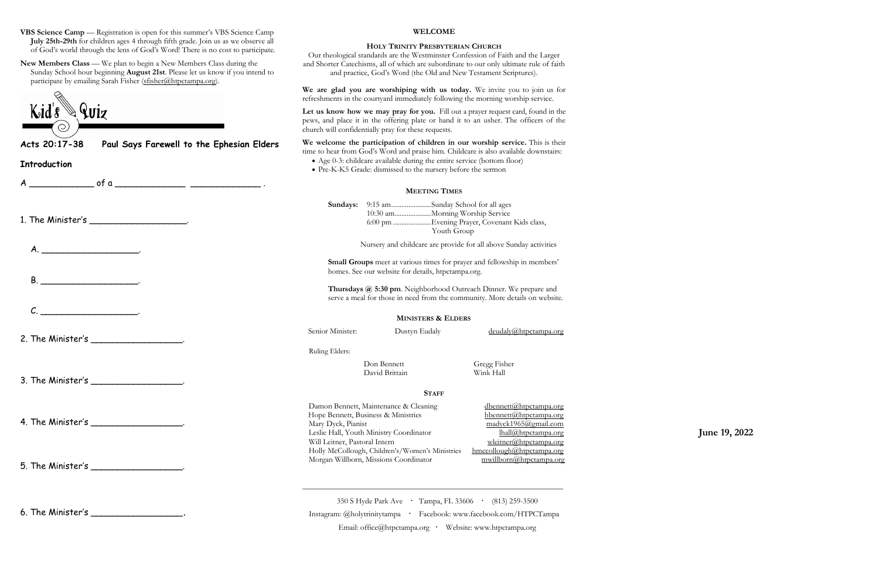**VBS Science Camp** — Registration is open for this summer's VBS Science Camp **July 25th-29th** for children ages 4 through fifth grade. Join us as we observe all of God's world through the lens of God's Word! There is no cost to participate.

**New Members Class** — We plan to begin a New Members Class during the Sunday School hour beginning **August 21st**. Please let us know if you intend to participate by emailing Sarah Fisher (sfisher@htpctampa.org).

## Kid's Quiz

**Acts 20:17-38 Paul Says Farewell to the Ephesian Elders**

**Introduction**

A ____________ of a _____________ _____________ .

1. The Minister's __________________.

   A. __________________.

   B. __________________.

   C. __________________.

2. The Minister's _________________.

3. The Minister's _________________.

4. The Minister's _________________.

5. The Minister's _________________.

6. The Minister's _________________.

## WELCOME

### HOLY TRINITY PRESBYTERIAN CHURCH

Our theological standards are the Westminster Confession of Faith and the Larger and Shorter Catechisms, all of which are subordinate to our only ultimate rule of faith and practice, God's Word (the Old and New Testament Scriptures).

**We are glad you are worshiping with us today.** We invite you to join us for refreshments in the courtyard immediately following the morning worship service.

**Let us know how we may pray for you.** Fill out a prayer request card, found in the pews, and place it in the offering plate or hand it to an usher. The officers of the church will confidentially pray for these requests.

**We welcome the participation of children in our worship service.** This is their time to hear from God's Word and praise him. Childcare is also available downstairs:

- Age 0-3: childcare available during the entire service (bottom floor)
- Pre-K-K5 Grade: dismissed to the nursery before the sermon

### MEETING TIMES

**Sundays:**
9:15 am.......................Sunday School for all ages
10:30 am.....................Morning Worship Service
6:00 pm ......................Evening Prayer, Covenant Kids class, Youth Group

Nursery and childcare are provide for all above Sunday activities

**Small Groups** meet at various times for prayer and fellowship in members' homes. See our website for details, htpctampa.org.

**Thursdays @ 5:30 pm**. Neighborhood Outreach Dinner. We prepare and serve a meal for those in need from the community. More details on website.

### MINISTERS & ELDERS

Senior Minister: Dustyn Eudaly deudaly@htpctampa.org

Ruling Elders:

Don Bennett
Gregg Fisher
David Brittain
Wink Hall

### STAFF

| | |
|---|---|
| Damon Bennett, Maintenance & Cleaning | dbennett@htpctampa.org |
| Hope Bennett, Business & Ministries | hbennett@htpctampa.org |
| Mary Dyck, Pianist | madyck1965@gmail.com |
| Leslie Hall, Youth Ministry Coordinator | lhall@htpctampa.org |
| Will Leitner, Pastoral Intern | wleitner@htpctampa.org |
| Holly McCollough, Children's/Women's Ministries | hmccollough@htpctampa.org |
| Morgan Willborn, Missions Coordinator | mwillborn@htpctampa.org |

---

350 S Hyde Park Ave · Tampa, FL 33606 · (813) 259-3500

Instagram: @holytrinitytampa · Facebook: www.facebook.com/HTPCTampa

Email: office@htpctampa.org · Website: www.htpctampa.org

**June 19, 2022**